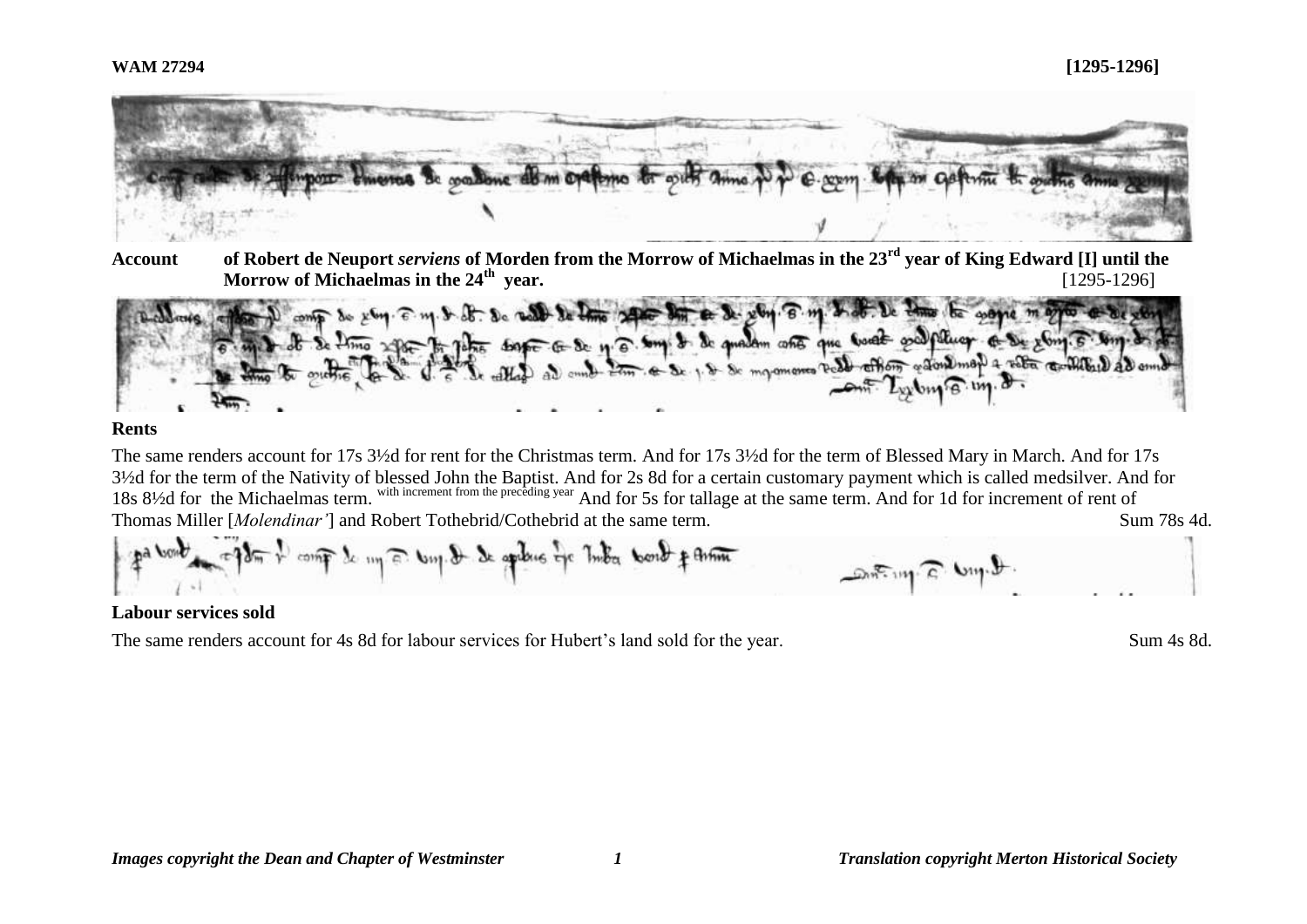**WAM 27294** **[1295-1296]**

**Account of Robert de Neuport *serviens* of Morden from the Morrow of Michaelmas in the 23[rd] year of King Edward [I] until the Morrow of Michaelmas in the 24[th] year.** [1295-1296]

**Rents**

The same renders account for 17s 3½d for rent for the Christmas term. And for 17s 3½d for the term of Blessed Mary in March. And for 17s 3½d for the term of the Nativity of blessed John the Baptist. And for 2s 8d for a certain customary payment which is called medsilver. And for 18s 8½d for the Michaelmas term. with increment from the preceding year And for 5s for tallage at the same term. And for 1d for increment of rent of Thomas Miller [*Molendinar'*] and Robert Tothebrid/Cothebrid at the same term. Sum 78s 4d.

**Labour services sold**

The same renders account for 4s 8d for labour services for Hubert's land sold for the year. Sum 4s 8d.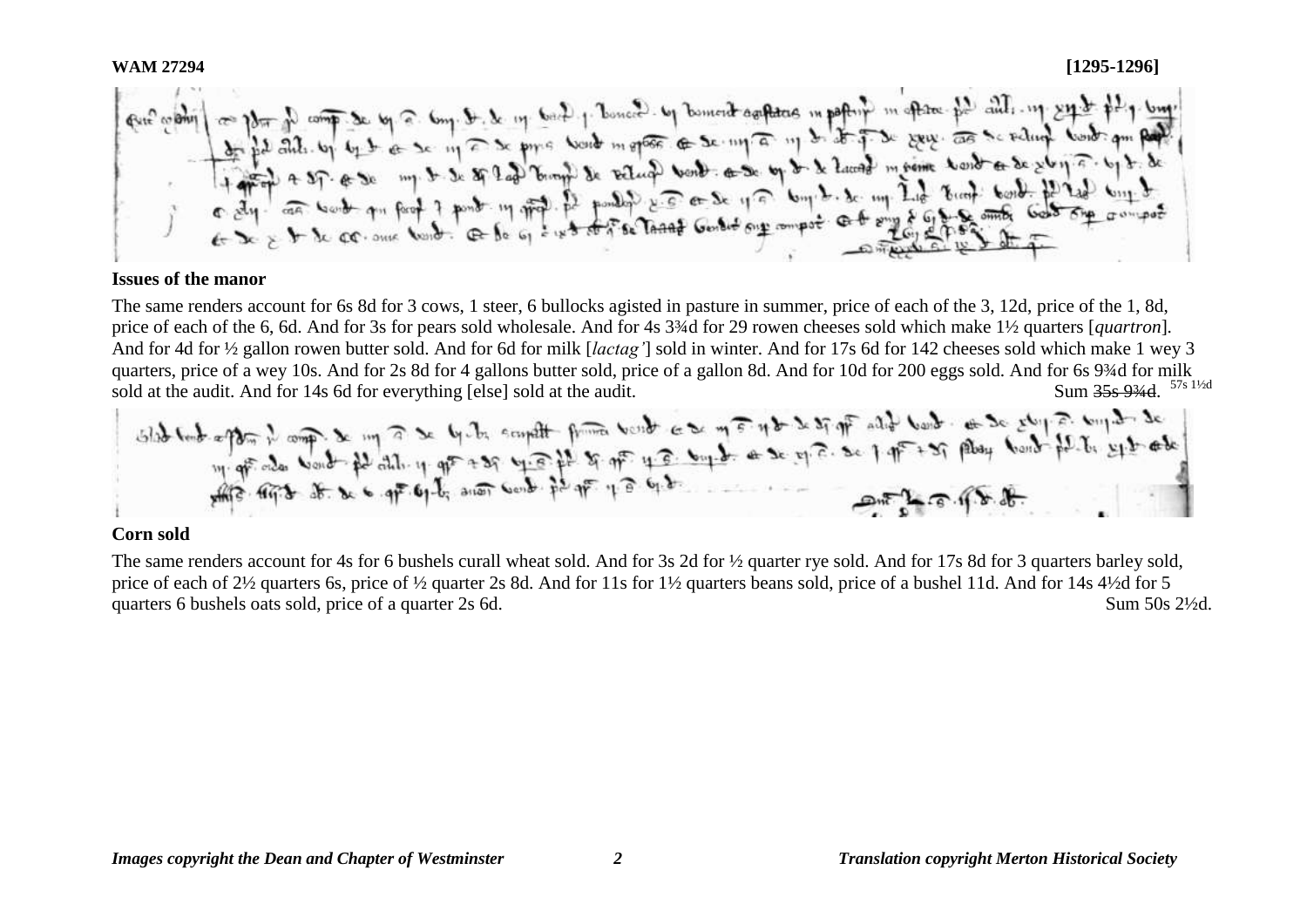WAM 27294 [1295-1296]

## Issues of the manor

The same renders account for 6s 8d for 3 cows, 1 steer, 6 bullocks agisted in pasture in summer, price of each of the 3, 12d, price of the 1, 8d, price of each of the 6, 6d. And for 3s for pears sold wholesale. And for 4s 3¾d for 29 rowen cheeses sold which make 1½ quarters [*quartron*]. And for 4d for ½ gallon rowen butter sold. And for 6d for milk [*lactag'*] sold in winter. And for 17s 6d for 142 cheeses sold which make 1 wey 3 quarters, price of a wey 10s. And for 2s 8d for 4 gallons butter sold, price of a gallon 8d. And for 10d for 200 eggs sold. And for 6s 9¾d for milk sold at the audit. And for 14s 6d for everything [else] sold at the audit. Sum ~~35s 9¾d~~. 57s 1½d

## Corn sold

The same renders account for 4s for 6 bushels curall wheat sold. And for 3s 2d for ½ quarter rye sold. And for 17s 8d for 3 quarters barley sold, price of each of 2½ quarters 6s, price of ½ quarter 2s 8d. And for 11s for 1½ quarters beans sold, price of a bushel 11d. And for 14s 4½d for 5 quarters 6 bushels oats sold, price of a quarter 2s 6d. Sum 50s 2½d.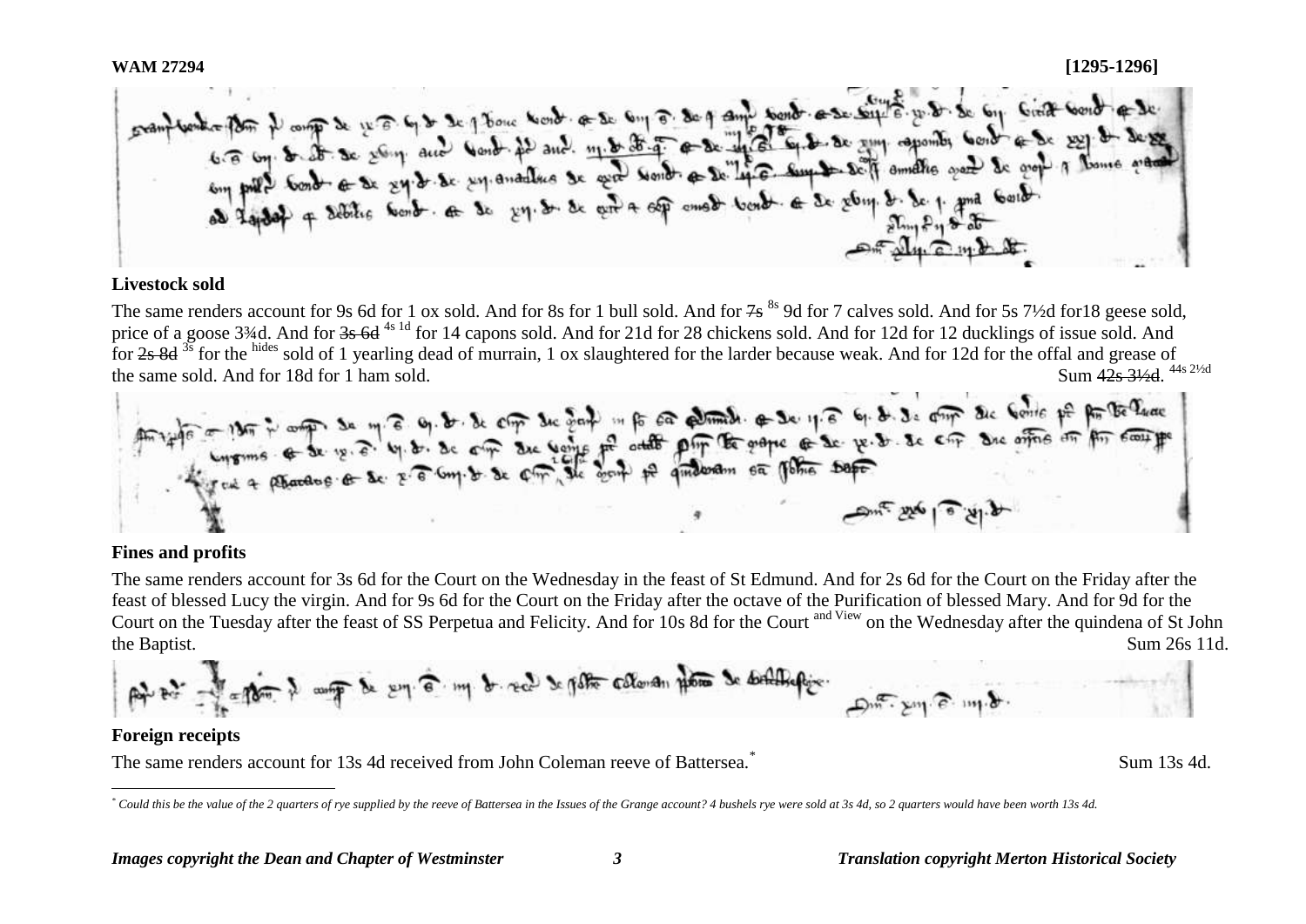**WAM 27294** **[1295-1296]**

**Livestock sold**

The same renders account for 9s 6d for 1 ox sold. And for 8s for 1 bull sold. And for ~~7s~~ 8s 9d for 7 calves sold. And for 5s 7½d for18 geese sold, price of a goose 3¾d. And for ~~3s 6d~~ 4s 1d for 14 capons sold. And for 21d for 28 chickens sold. And for 12d for 12 ducklings of issue sold. And for ~~2s 8d~~ 3s for the hides sold of 1 yearling dead of murrain, 1 ox slaughtered for the larder because weak. And for 12d for the offal and grease of the same sold. And for 18d for 1 ham sold. Sum ~~42s 3½d~~. 44s 2½d

**Fines and profits**

The same renders account for 3s 6d for the Court on the Wednesday in the feast of St Edmund. And for 2s 6d for the Court on the Friday after the feast of blessed Lucy the virgin. And for 9s 6d for the Court on the Friday after the octave of the Purification of blessed Mary. And for 9d for the Court on the Tuesday after the feast of SS Perpetua and Felicity. And for 10s 8d for the Court and View on the Wednesday after the quindena of St John the Baptist. Sum 26s 11d.

**Foreign receipts**

The same renders account for 13s 4d received from John Coleman reeve of Battersea.* Sum 13s 4d.

---

* *Could this be the value of the 2 quarters of rye supplied by the reeve of Battersea in the Issues of the Grange account? 4 bushels rye were sold at 3s 4d, so 2 quarters would have been worth 13s 4d.*

*Images copyright the Dean and Chapter of Westminster* *Translation copyright Merton Historical Society*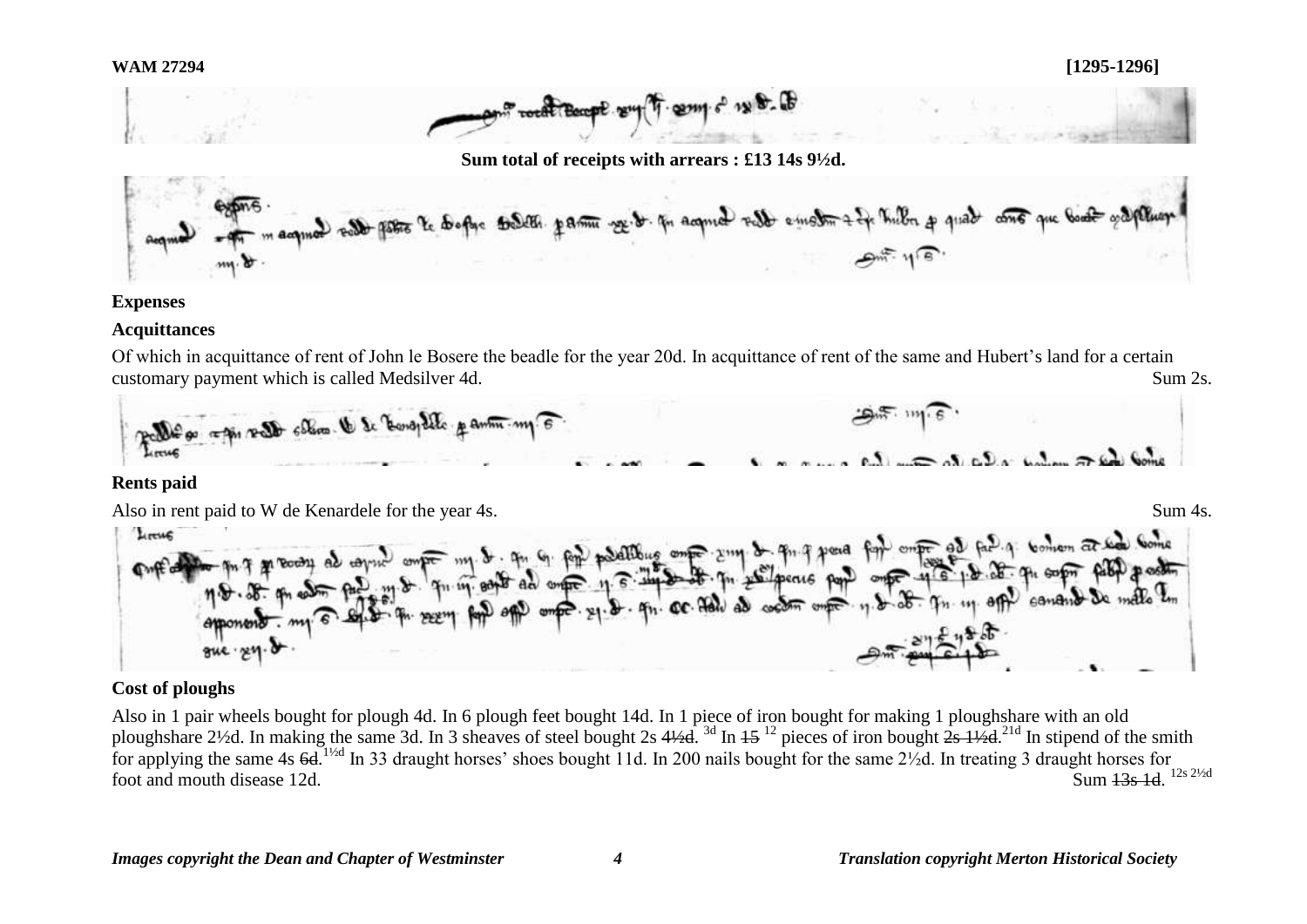**Sum total of receipts with arrears : £13 14s 9½d.**

**Expenses**

**Acquittances**

Of which in acquittance of rent of John le Bosere the beadle for the year 20d. In acquittance of rent of the same and Hubert's land for a certain customary payment which is called Medsilver 4d. Sum 2s.

**Rents paid**

Also in rent paid to W de Kenardele for the year 4s. Sum 4s.

**Cost of ploughs**

Also in 1 pair wheels bought for plough 4d. In 6 plough feet bought 14d. In 1 piece of iron bought for making 1 ploughshare with an old ploughshare 2½d. In making the same 3d. In 3 sheaves of steel bought 2s ~~4½d~~. [3d] In ~~15~~ [12] pieces of iron bought ~~2s 1½d~~. [21d] In stipend of the smith for applying the same 4s ~~6d~~. [1½d] In 33 draught horses' shoes bought 11d. In 200 nails bought for the same 2½d. In treating 3 draught horses for foot and mouth disease 12d. Sum ~~13s 1d~~. [12s 2½d]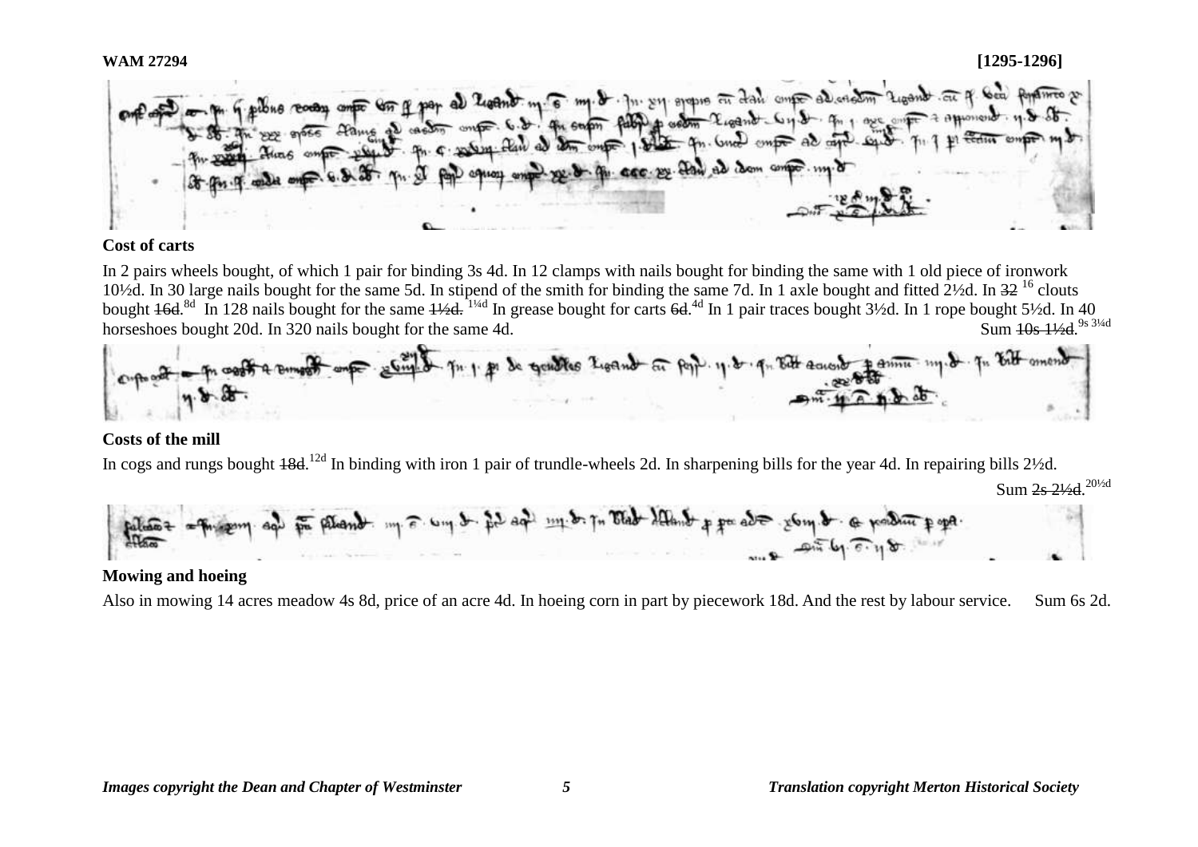**Cost of carts**

In 2 pairs wheels bought, of which 1 pair for binding 3s 4d. In 12 clamps with nails bought for binding the same with 1 old piece of ironwork 10½d. In 30 large nails bought for the same 5d. In stipend of the smith for binding the same 7d. In 1 axle bought and fitted 2½d. In ~~32~~ [16] clouts bought ~~16d~~.[8d] In 128 nails bought for the same ~~1½d.~~ [1¼d] In grease bought for carts ~~6d~~.[4d] In 1 pair traces bought 3½d. In 1 rope bought 5½d. In 40 horseshoes bought 20d. In 320 nails bought for the same 4d. Sum ~~10s 1½d~~.[9s 3¼d]

**Costs of the mill**

In cogs and rungs bought ~~18d~~.[12d] In binding with iron 1 pair of trundle-wheels 2d. In sharpening bills for the year 4d. In repairing bills 2½d.

Sum ~~2s 2½d~~.[20½d]

**Mowing and hoeing**

Also in mowing 14 acres meadow 4s 8d, price of an acre 4d. In hoeing corn in part by piecework 18d. And the rest by labour service. Sum 6s 2d.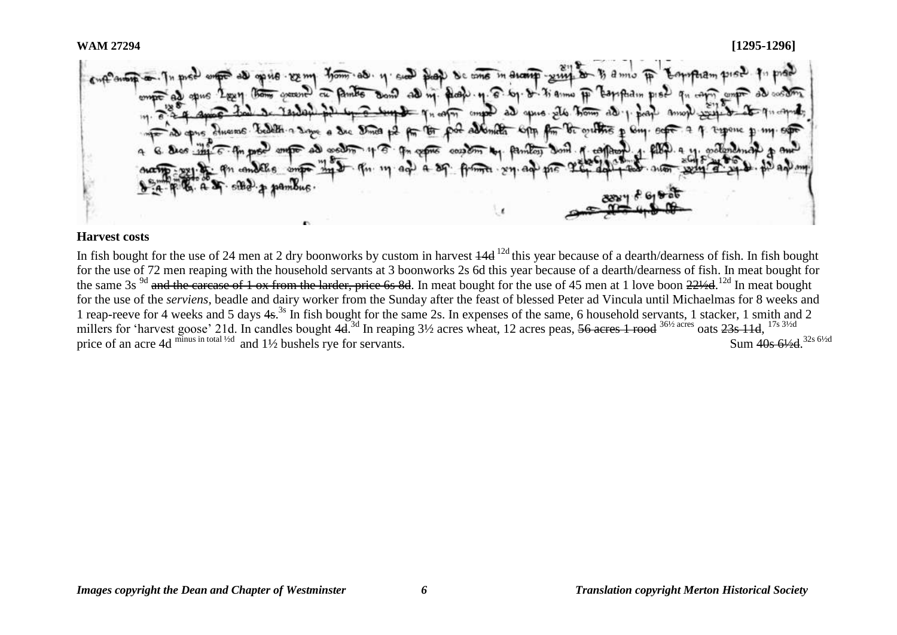## Harvest costs

In fish bought for the use of 24 men at 2 dry boonworks by custom in harvest ~~14d~~ [12d] this year because of a dearth/dearness of fish. In fish bought for the use of 72 men reaping with the household servants at 3 boonworks 2s 6d this year because of a dearth/dearness of fish. In meat bought for the same 3s [9d] ~~and the carcase of 1 ox from the larder, price 6s 8d~~. In meat bought for the use of 45 men at 1 love boon ~~22½d~~.[12d] In meat bought for the use of the *serviens*, beadle and dairy worker from the Sunday after the feast of blessed Peter ad Vincula until Michaelmas for 8 weeks and 1 reap-reeve for 4 weeks and 5 days ~~4s~~.[3s] In fish bought for the same 2s. In expenses of the same, 6 household servants, 1 stacker, 1 smith and 2 millers for 'harvest goose' 21d. In candles bought ~~4d~~.[3d] In reaping 3½ acres wheat, 12 acres peas, ~~56 acres 1 rood~~ [36½ acres] oats ~~23s 11d~~, [17s 3½d] price of an acre 4d [minus in total ½d] and 1½ bushels rye for servants.

Sum ~~40s 6½d~~.[32s 6½d]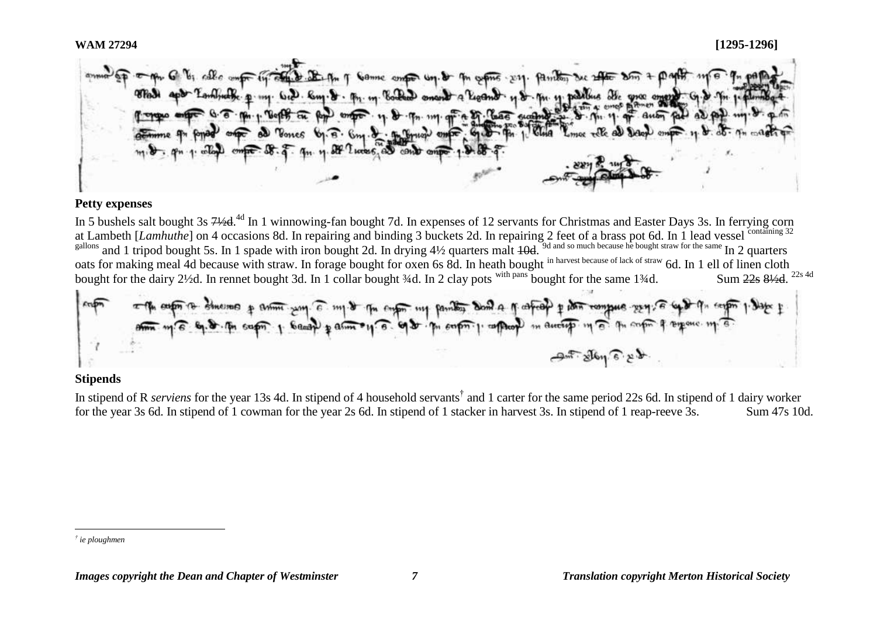WAM 27294 [1295-1296]

## Petty expenses

In 5 bushels salt bought 3s ~~7½d.~~[4d] In 1 winnowing-fan bought 7d. In expenses of 12 servants for Christmas and Easter Days 3s. In ferrying corn at Lambeth [*Lamhuthe*] on 4 occasions 8d. In repairing and binding 3 buckets 2d. In repairing 2 feet of a brass pot 6d. In 1 lead vessel [containing 32 gallons] and 1 tripod bought 5s. In 1 spade with iron bought 2d. In drying 4½ quarters malt ~~10d.~~ [9d and so much because he bought straw for the same] In 2 quarters oats for making meal 4d because with straw. In forage bought for oxen 6s 8d. In heath bought [in harvest because of lack of straw] 6d. In 1 ell of linen cloth bought for the dairy 2½d. In rennet bought 3d. In 1 collar bought ¾d. In 2 clay pots [with pans] bought for the same 1¾d. Sum ~~22s 8½d.~~ [22s 4d]

## Stipends

In stipend of R *serviens* for the year 13s 4d. In stipend of 4 household servants[†] and 1 carter for the same period 22s 6d. In stipend of 1 dairy worker for the year 3s 6d. In stipend of 1 cowman for the year 2s 6d. In stipend of 1 stacker in harvest 3s. In stipend of 1 reap-reeve 3s. Sum 47s 10d.

[†] *ie ploughmen*

*Images copyright the Dean and Chapter of Westminster* *Translation copyright Merton Historical Society*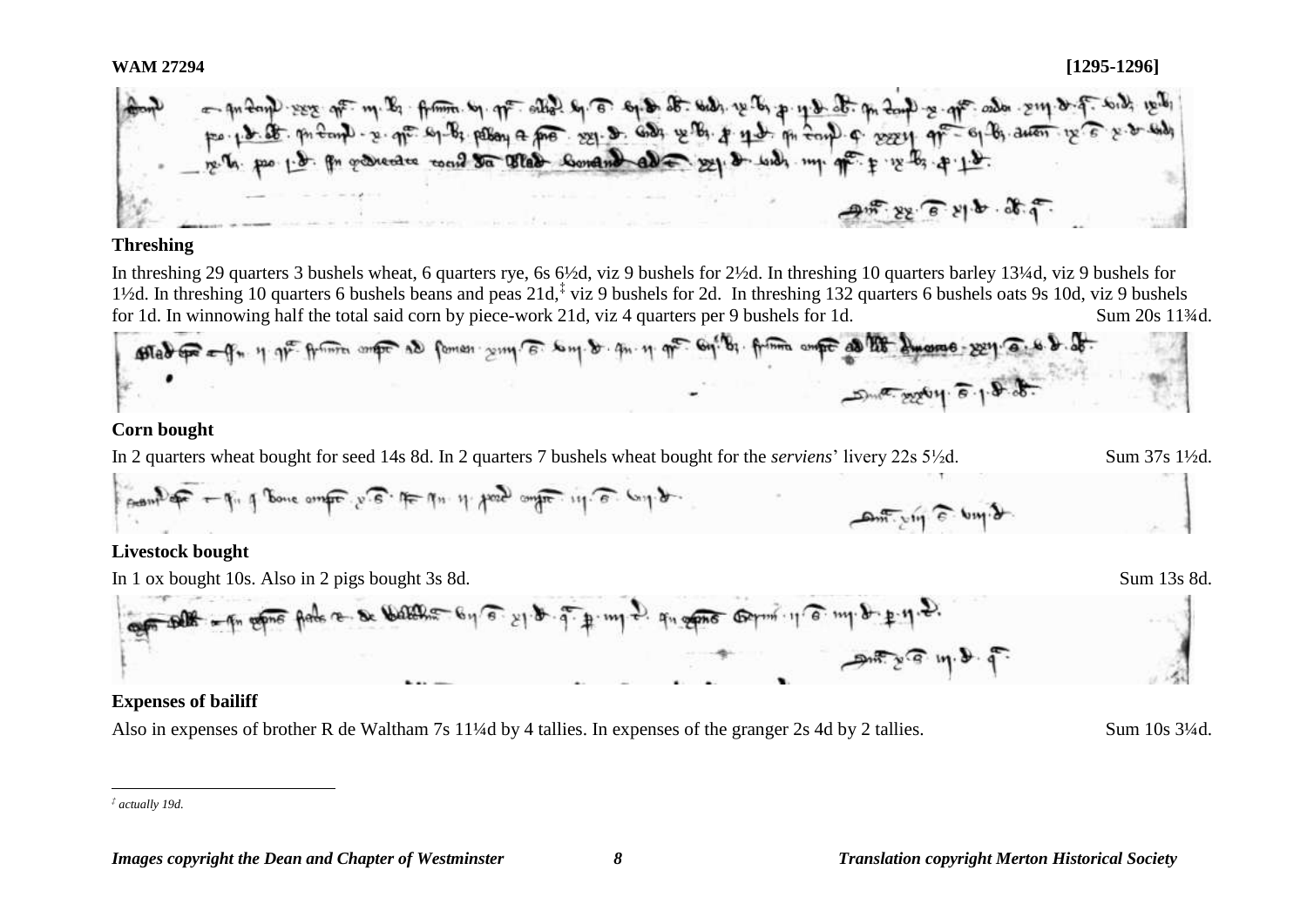**WAM 27294** **[1295-1296]**

### Threshing

In threshing 29 quarters 3 bushels wheat, 6 quarters rye, 6s 6½d, viz 9 bushels for 2½d. In threshing 10 quarters barley 13¼d, viz 9 bushels for 1½d. In threshing 10 quarters 6 bushels beans and peas 21d,[‡] viz 9 bushels for 2d. In threshing 132 quarters 6 bushels oats 9s 10d, viz 9 bushels for 1d. In winnowing half the total said corn by piece-work 21d, viz 4 quarters per 9 bushels for 1d. Sum 20s 11¾d.

### Corn bought

In 2 quarters wheat bought for seed 14s 8d. In 2 quarters 7 bushels wheat bought for the *serviens*' livery 22s 5½d. Sum 37s 1½d.

### Livestock bought

In 1 ox bought 10s. Also in 2 pigs bought 3s 8d. Sum 13s 8d.

### Expenses of bailiff

Also in expenses of brother R de Waltham 7s 11¼d by 4 tallies. In expenses of the granger 2s 4d by 2 tallies. Sum 10s 3¼d.

---

[‡] *actually 19d.*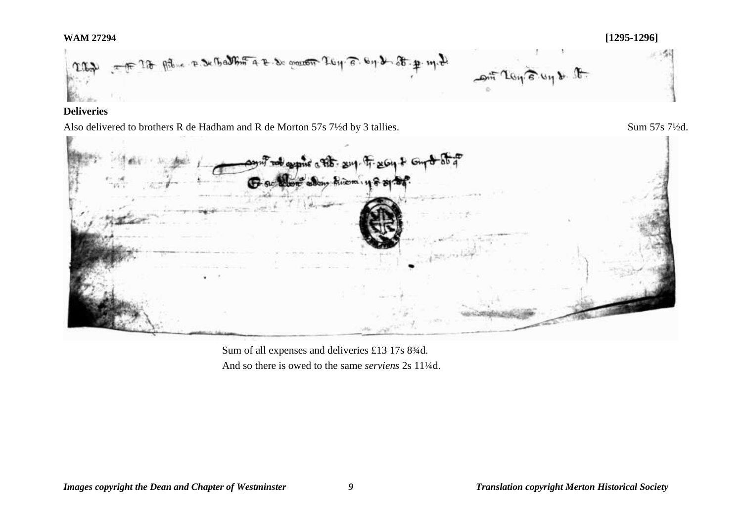**WAM 27294** **[1295-1296]**

**Deliveries**

Also delivered to brothers R de Hadham and R de Morton 57s 7½d by 3 tallies. Sum 57s 7½d.

Sum of all expenses and deliveries £13 17s 8¾d.
And so there is owed to the same *serviens* 2s 11¼d.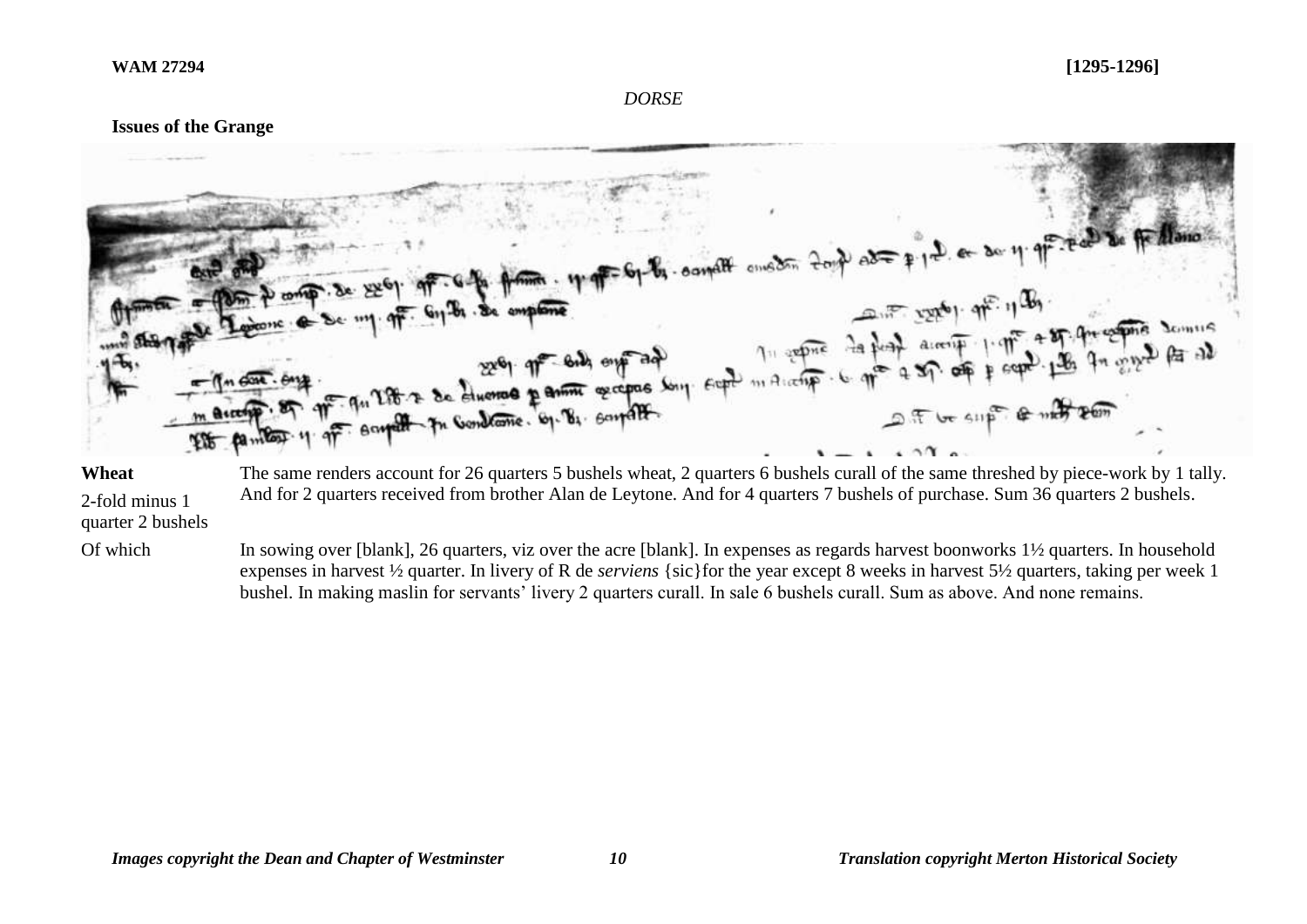*DORSE*

**Issues of the Grange**

**Wheat**

2-fold minus 1 quarter 2 bushels

The same renders account for 26 quarters 5 bushels wheat, 2 quarters 6 bushels curall of the same threshed by piece-work by 1 tally. And for 2 quarters received from brother Alan de Leytone. And for 4 quarters 7 bushels of purchase. Sum 36 quarters 2 bushels.

Of which

In sowing over [blank], 26 quarters, viz over the acre [blank]. In expenses as regards harvest boonworks 1½ quarters. In household expenses in harvest ½ quarter. In livery of R de *serviens* {sic}for the year except 8 weeks in harvest 5½ quarters, taking per week 1 bushel. In making maslin for servants' livery 2 quarters curall. In sale 6 bushels curall. Sum as above. And none remains.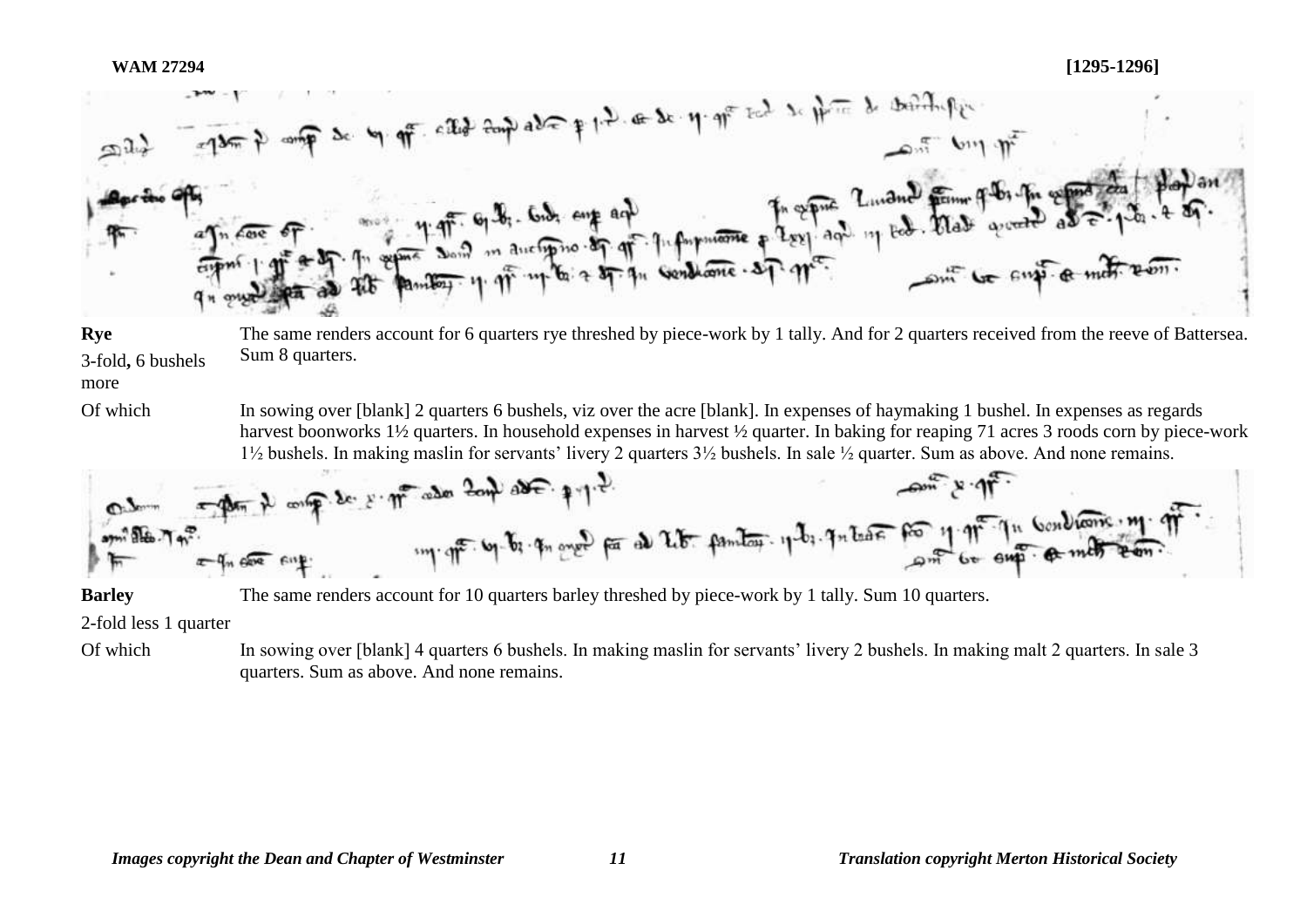**Rye**

3-fold, 6 bushels more

The same renders account for 6 quarters rye threshed by piece-work by 1 tally. And for 2 quarters received from the reeve of Battersea. Sum 8 quarters.

Of which

In sowing over [blank] 2 quarters 6 bushels, viz over the acre [blank]. In expenses of haymaking 1 bushel. In expenses as regards harvest boonworks 1½ quarters. In household expenses in harvest ½ quarter. In baking for reaping 71 acres 3 roods corn by piece-work 1½ bushels. In making maslin for servants' livery 2 quarters 3½ bushels. In sale ½ quarter. Sum as above. And none remains.

**Barley**

2-fold less 1 quarter

The same renders account for 10 quarters barley threshed by piece-work by 1 tally. Sum 10 quarters.

Of which

In sowing over [blank] 4 quarters 6 bushels. In making maslin for servants' livery 2 bushels. In making malt 2 quarters. In sale 3 quarters. Sum as above. And none remains.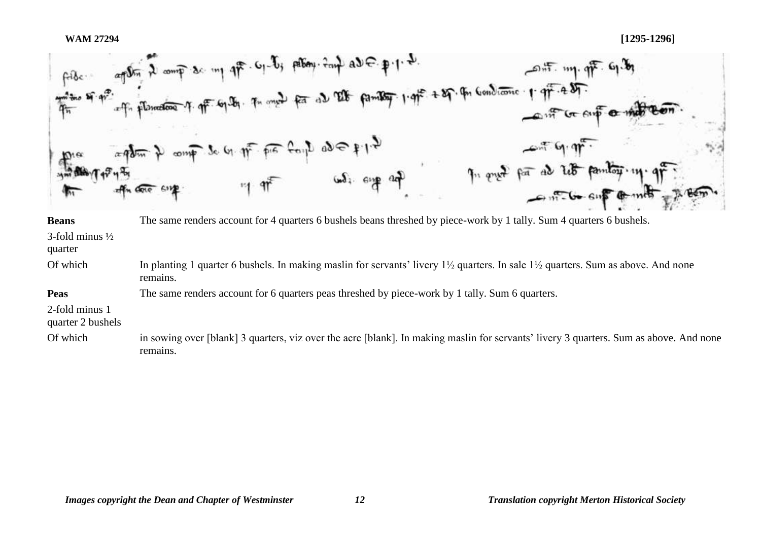**WAM 27294** **[1295-1296]**

| | |
|---|---|
| **Beans** | The same renders account for 4 quarters 6 bushels beans threshed by piece-work by 1 tally. Sum 4 quarters 6 bushels. |
| 3-fold minus ½ quarter | |
| Of which | In planting 1 quarter 6 bushels. In making maslin for servants' livery 1½ quarters. In sale 1½ quarters. Sum as above. And none remains. |
| **Peas** | The same renders account for 6 quarters peas threshed by piece-work by 1 tally. Sum 6 quarters. |
| 2-fold minus 1 quarter 2 bushels | |
| Of which | in sowing over [blank] 3 quarters, viz over the acre [blank]. In making maslin for servants' livery 3 quarters. Sum as above. And none remains. |

*Images copyright the Dean and Chapter of Westminster* *Translation copyright Merton Historical Society*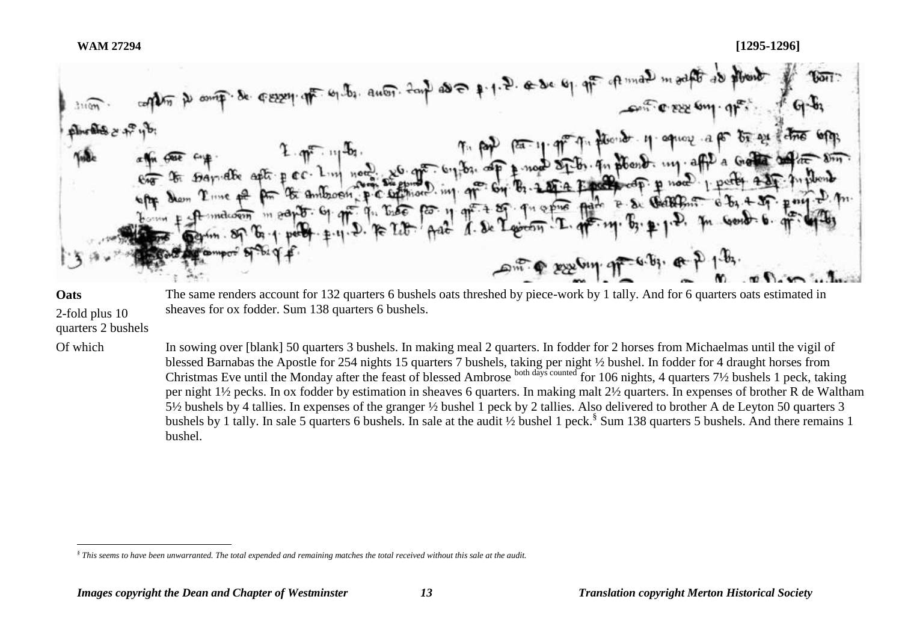**WAM 27294** **[1295-1296]**

**Oats**

2-fold plus 10 quarters 2 bushels

The same renders account for 132 quarters 6 bushels oats threshed by piece-work by 1 tally. And for 6 quarters oats estimated in sheaves for ox fodder. Sum 138 quarters 6 bushels.

Of which

In sowing over [blank] 50 quarters 3 bushels. In making meal 2 quarters. In fodder for 2 horses from Michaelmas until the vigil of blessed Barnabas the Apostle for 254 nights 15 quarters 7 bushels, taking per night ½ bushel. In fodder for 4 draught horses from Christmas Eve until the Monday after the feast of blessed Ambrose both days counted for 106 nights, 4 quarters 7½ bushels 1 peck, taking per night 1½ pecks. In ox fodder by estimation in sheaves 6 quarters. In making malt 2½ quarters. In expenses of brother R de Waltham 5½ bushels by 4 tallies. In expenses of the granger ½ bushel 1 peck by 2 tallies. Also delivered to brother A de Leyton 50 quarters 3 bushels by 1 tally. In sale 5 quarters 6 bushels. In sale at the audit ½ bushel 1 peck.[§] Sum 138 quarters 5 bushels. And there remains 1 bushel.

[§] *This seems to have been unwarranted. The total expended and remaining matches the total received without this sale at the audit.*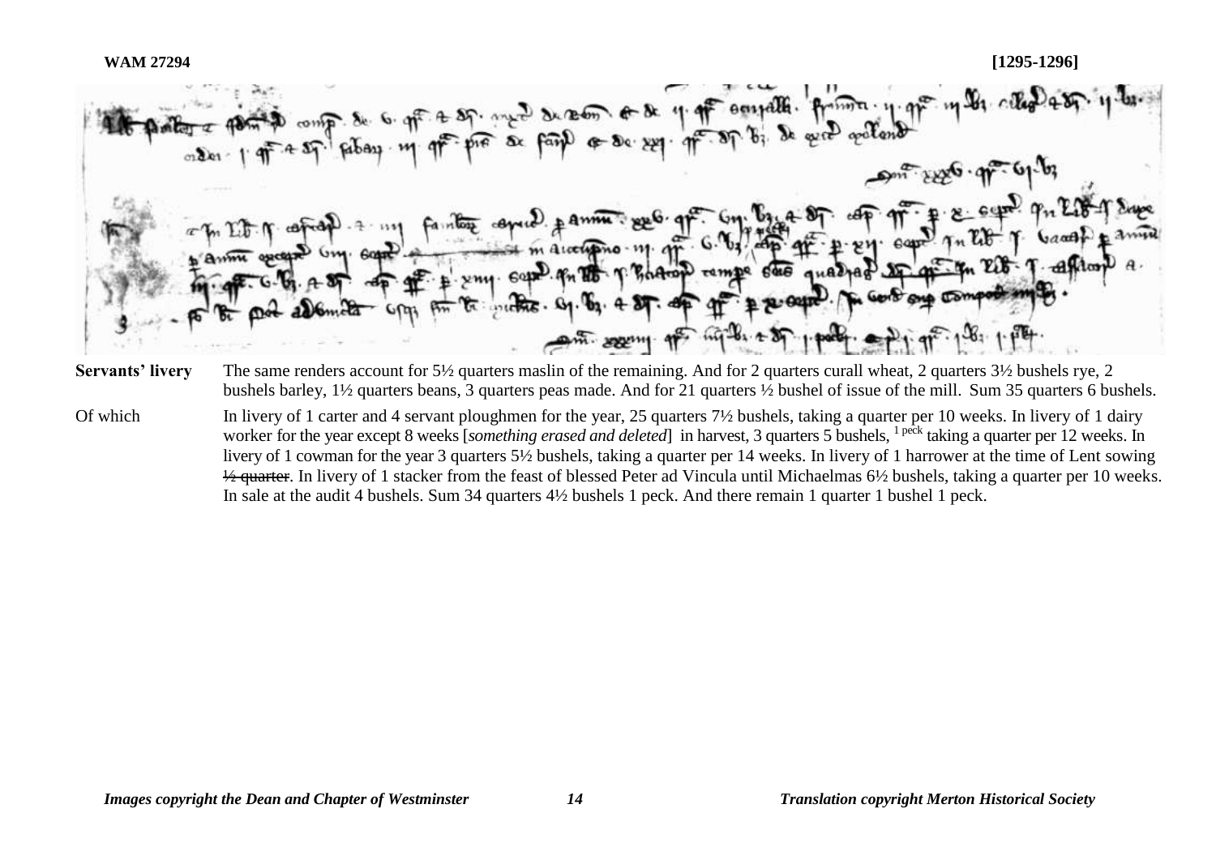**Servants' livery** The same renders account for 5½ quarters maslin of the remaining. And for 2 quarters curall wheat, 2 quarters 3½ bushels rye, 2 bushels barley, 1½ quarters beans, 3 quarters peas made. And for 21 quarters ½ bushel of issue of the mill. Sum 35 quarters 6 bushels.

Of which In livery of 1 carter and 4 servant ploughmen for the year, 25 quarters 7½ bushels, taking a quarter per 10 weeks. In livery of 1 dairy worker for the year except 8 weeks [*something erased and deleted*] in harvest, 3 quarters 5 bushels, [1 peck] taking a quarter per 12 weeks. In livery of 1 cowman for the year 3 quarters 5½ bushels, taking a quarter per 14 weeks. In livery of 1 harrower at the time of Lent sowing ~~½ quarter~~. In livery of 1 stacker from the feast of blessed Peter ad Vincula until Michaelmas 6½ bushels, taking a quarter per 10 weeks. In sale at the audit 4 bushels. Sum 34 quarters 4½ bushels 1 peck. And there remain 1 quarter 1 bushel 1 peck.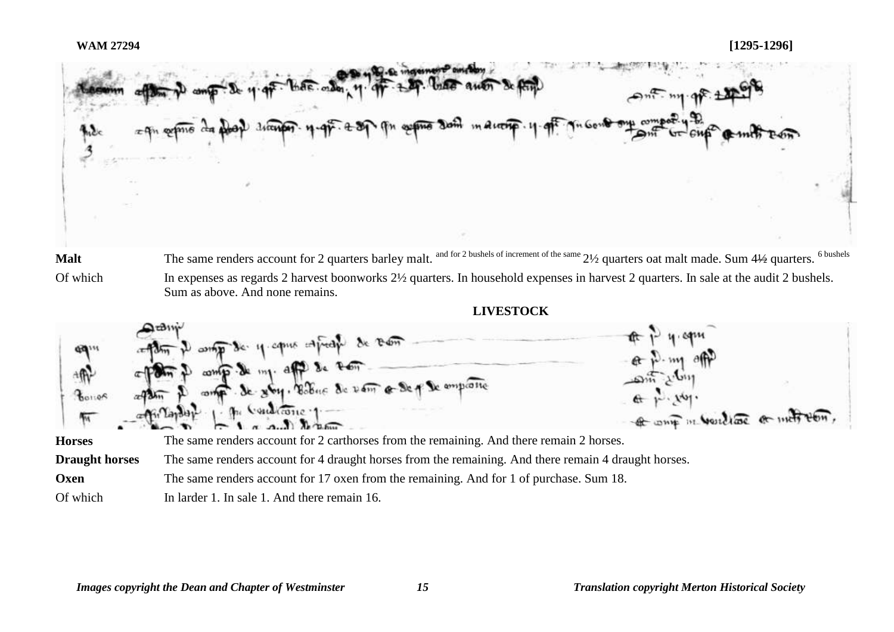**Malt** The same renders account for 2 quarters barley malt. [and for 2 bushels of increment of the same] 2½ quarters oat malt made. Sum 4½ quarters. [6 bushels]

Of which In expenses as regards 2 harvest boonworks 2½ quarters. In household expenses in harvest 2 quarters. In sale at the audit 2 bushels. Sum as above. And none remains.

**LIVESTOCK**

**Horses** The same renders account for 2 carthorses from the remaining. And there remain 2 horses.

**Draught horses** The same renders account for 4 draught horses from the remaining. And there remain 4 draught horses.

**Oxen** The same renders account for 17 oxen from the remaining. And for 1 of purchase. Sum 18.

Of which In larder 1. In sale 1. And there remain 16.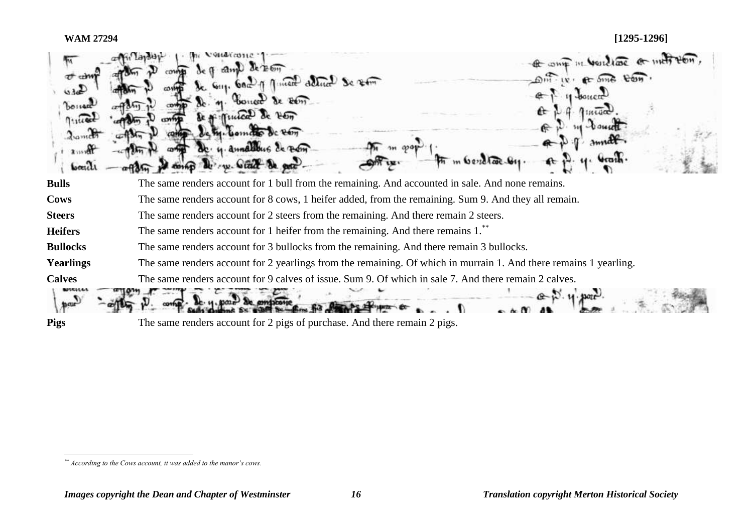**WAM 27294** **[1295-1296]**

| | |
|---|---|
| **Bulls** | The same renders account for 1 bull from the remaining. And accounted in sale. And none remains. |
| **Cows** | The same renders account for 8 cows, 1 heifer added, from the remaining. Sum 9. And they all remain. |
| **Steers** | The same renders account for 2 steers from the remaining. And there remain 2 steers. |
| **Heifers** | The same renders account for 1 heifer from the remaining. And there remains 1.** |
| **Bullocks** | The same renders account for 3 bullocks from the remaining. And there remain 3 bullocks. |
| **Yearlings** | The same renders account for 2 yearlings from the remaining. Of which in murrain 1. And there remains 1 yearling. |
| **Calves** | The same renders account for 9 calves of issue. Sum 9. Of which in sale 7. And there remain 2 calves. |

| | |
|---|---|
| **Pigs** | The same renders account for 2 pigs of purchase. And there remain 2 pigs. |

** *According to the Cows account, it was added to the manor's cows.*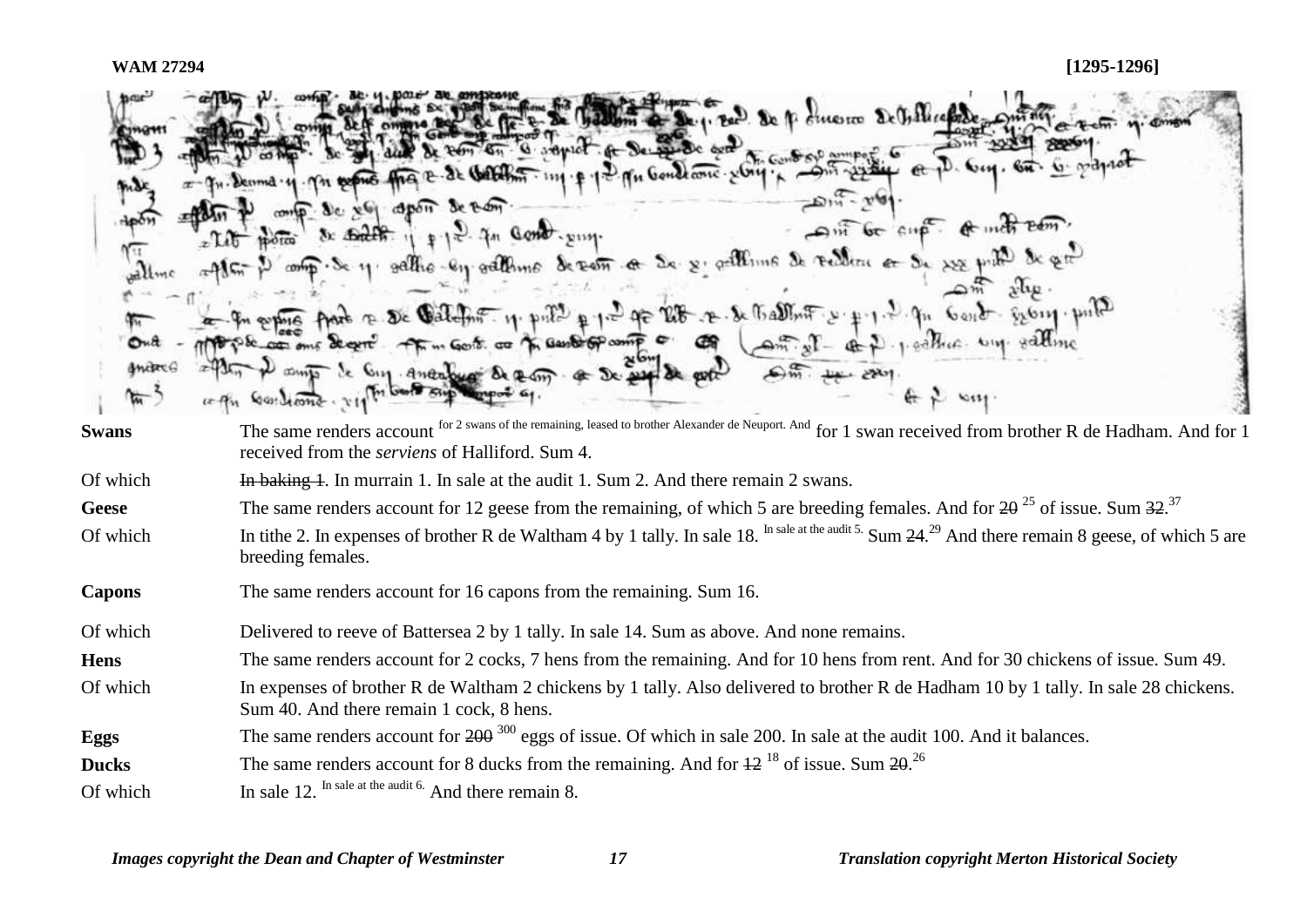| | |
|---|---|
| **Swans** | The same renders account [for 2 swans of the remaining, leased to brother Alexander de Neuport. And] for 1 swan received from brother R de Hadham. And for 1 received from the *serviens* of Halliford. Sum 4. |
| Of which | ~~In baking 1~~. In murrain 1. In sale at the audit 1. Sum 2. And there remain 2 swans. |
| **Geese** | The same renders account for 12 geese from the remaining, of which 5 are breeding females. And for ~~20~~ [25] of issue. Sum ~~32~~.[37] |
| Of which | In tithe 2. In expenses of brother R de Waltham 4 by 1 tally. In sale 18. [In sale at the audit 5.] Sum ~~24~~.[29] And there remain 8 geese, of which 5 are breeding females. |
| **Capons** | The same renders account for 16 capons from the remaining. Sum 16. |
| Of which | Delivered to reeve of Battersea 2 by 1 tally. In sale 14. Sum as above. And none remains. |
| **Hens** | The same renders account for 2 cocks, 7 hens from the remaining. And for 10 hens from rent. And for 30 chickens of issue. Sum 49. |
| Of which | In expenses of brother R de Waltham 2 chickens by 1 tally. Also delivered to brother R de Hadham 10 by 1 tally. In sale 28 chickens. Sum 40. And there remain 1 cock, 8 hens. |
| **Eggs** | The same renders account for ~~200~~ [300] eggs of issue. Of which in sale 200. In sale at the audit 100. And it balances. |
| **Ducks** | The same renders account for 8 ducks from the remaining. And for ~~12~~ [18] of issue. Sum ~~20~~.[26] |
| Of which | In sale 12. [In sale at the audit 6.] And there remain 8. |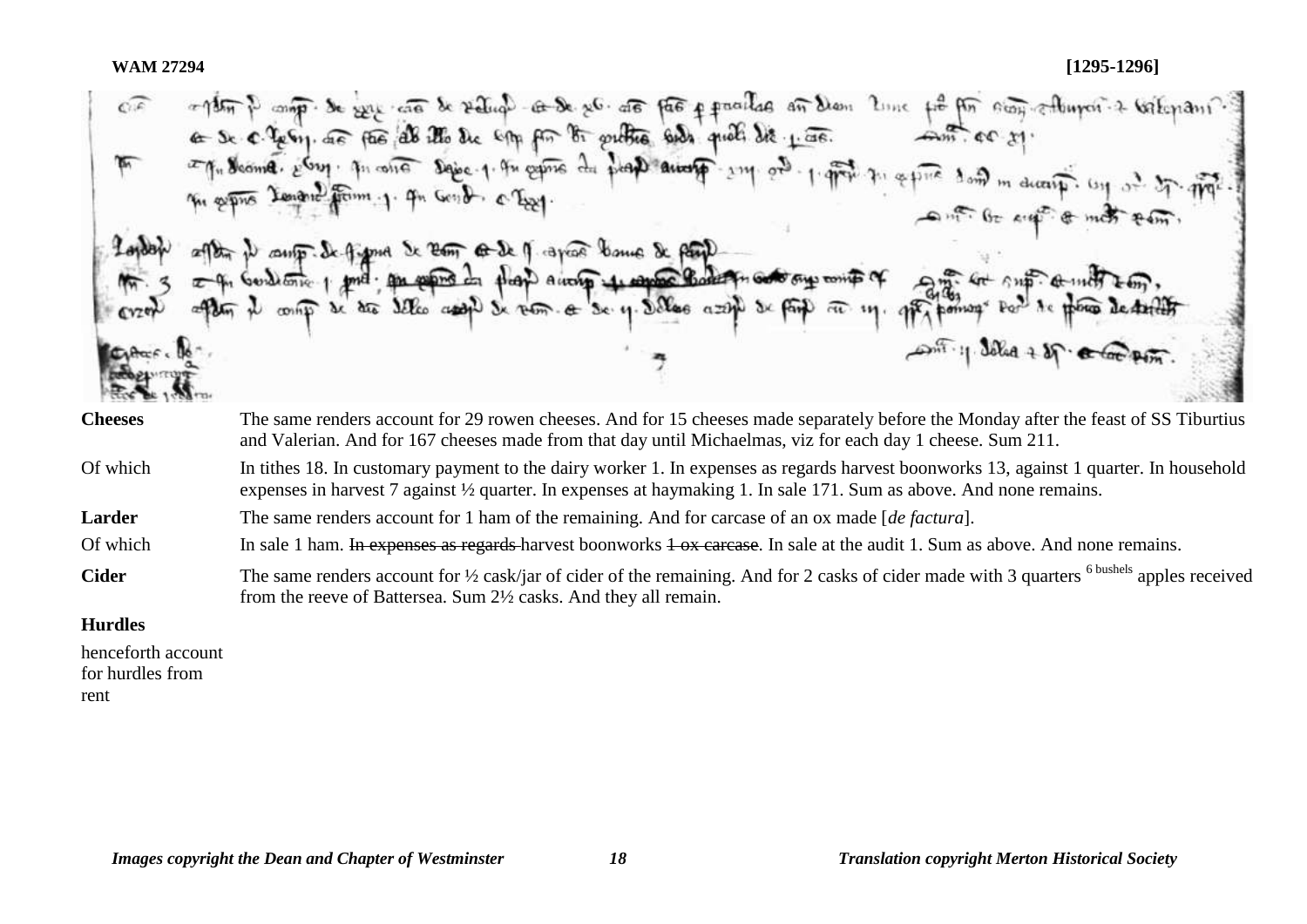**WAM 27294** **[1295-1296]**

| | |
|---|---|
| **Cheeses** | The same renders account for 29 rowen cheeses. And for 15 cheeses made separately before the Monday after the feast of SS Tiburtius and Valerian. And for 167 cheeses made from that day until Michaelmas, viz for each day 1 cheese. Sum 211. |
| Of which | In tithes 18. In customary payment to the dairy worker 1. In expenses as regards harvest boonworks 13, against 1 quarter. In household expenses in harvest 7 against ½ quarter. In expenses at haymaking 1. In sale 171. Sum as above. And none remains. |
| **Larder** | The same renders account for 1 ham of the remaining. And for carcase of an ox made [*de factura*]. |
| Of which | In sale 1 ham. ~~In expenses as regards~~ harvest boonworks ~~1 ox carcase~~. In sale at the audit 1. Sum as above. And none remains. |
| **Cider** | The same renders account for ½ cask/jar of cider of the remaining. And for 2 casks of cider made with 3 quarters [6 bushels] apples received from the reeve of Battersea. Sum 2½ casks. And they all remain. |
| **Hurdles** | |
| henceforth account for hurdles from rent | |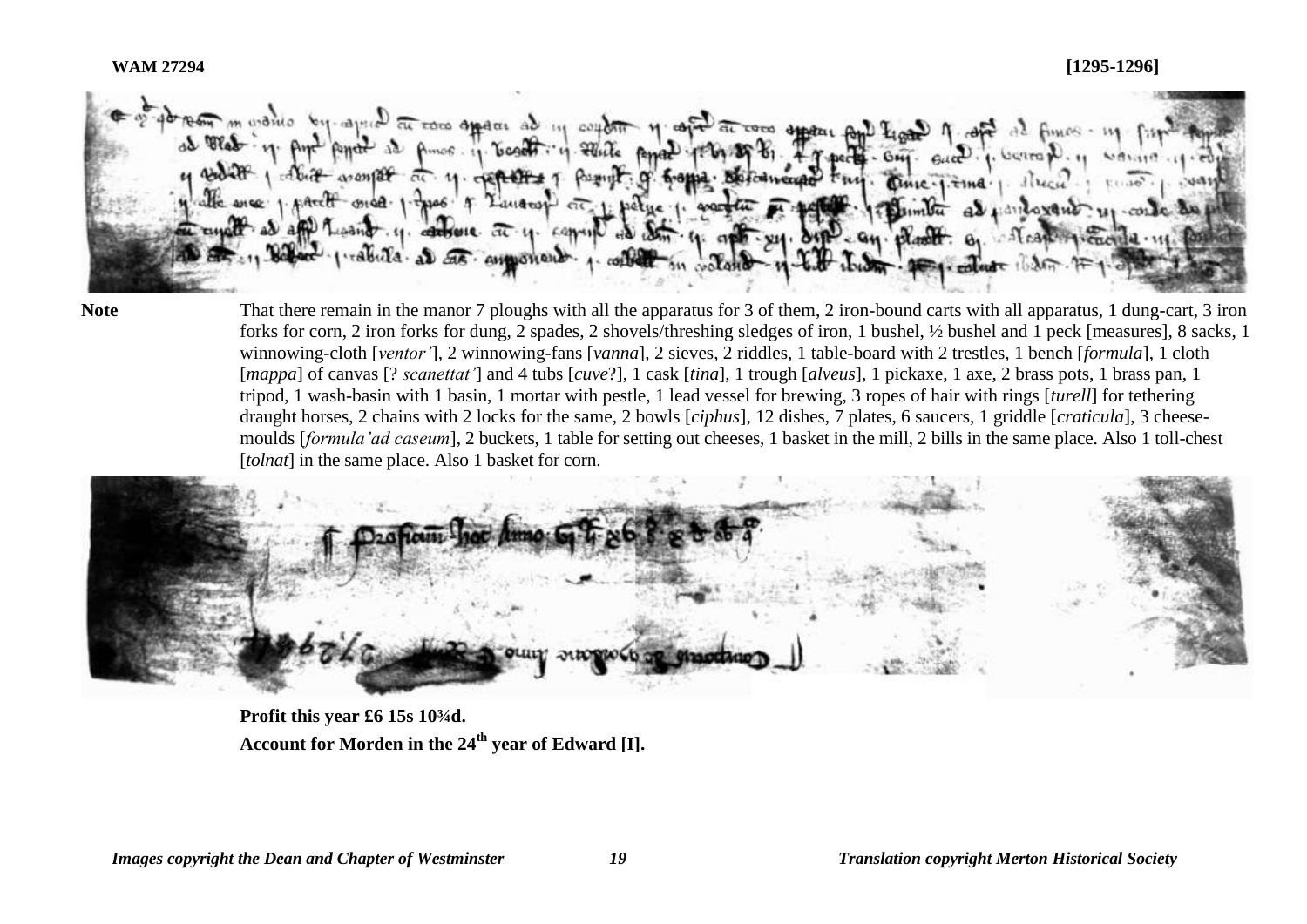**WAM 27294** **[1295-1296]**

**Note** That there remain in the manor 7 ploughs with all the apparatus for 3 of them, 2 iron-bound carts with all apparatus, 1 dung-cart, 3 iron forks for corn, 2 iron forks for dung, 2 spades, 2 shovels/threshing sledges of iron, 1 bushel, ½ bushel and 1 peck [measures], 8 sacks, 1 winnowing-cloth [*ventor'*], 2 winnowing-fans [*vanna*], 2 sieves, 2 riddles, 1 table-board with 2 trestles, 1 bench [*formula*], 1 cloth [*mappa*] of canvas [? *scanettat'*] and 4 tubs [*cuve*?], 1 cask [*tina*], 1 trough [*alveus*], 1 pickaxe, 1 axe, 2 brass pots, 1 brass pan, 1 tripod, 1 wash-basin with 1 basin, 1 mortar with pestle, 1 lead vessel for brewing, 3 ropes of hair with rings [*turell*] for tethering draught horses, 2 chains with 2 locks for the same, 2 bowls [*ciphus*], 12 dishes, 7 plates, 6 saucers, 1 griddle [*craticula*], 3 cheese-moulds [*formula'ad caseum*], 2 buckets, 1 table for setting out cheeses, 1 basket in the mill, 2 bills in the same place. Also 1 toll-chest [*tolnat*] in the same place. Also 1 basket for corn.

**Profit this year £6 15s 10¾d.**
**Account for Morden in the 24th year of Edward [I].**